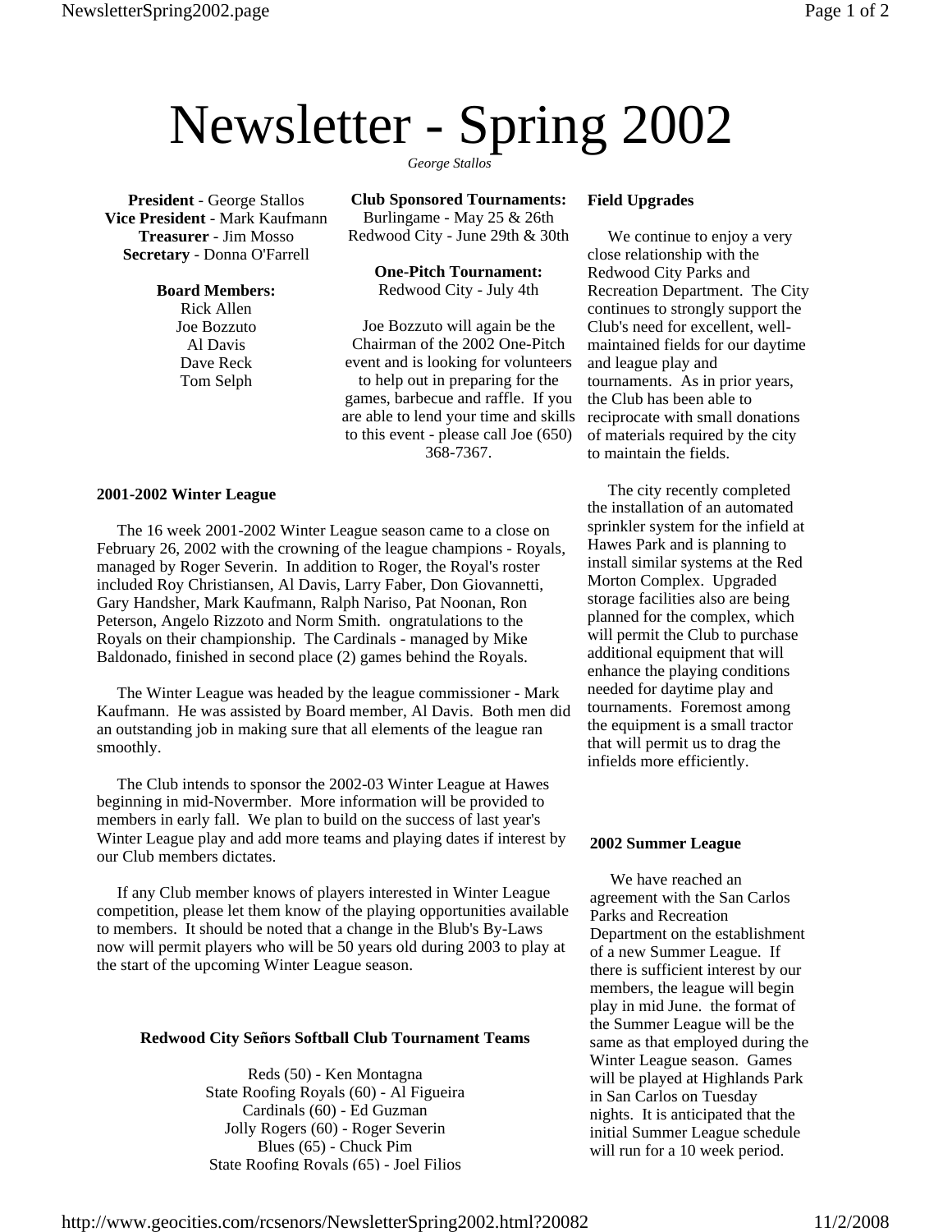# Newsletter - Spring 2002

*George Stallos*

**President** - George Stallos
**Vice President** - Mark Kaufmann
**Treasurer** - Jim Mosso
**Secretary** - Donna O'Farrell

**Board Members:**
Rick Allen
Joe Bozzuto
Al Davis
Dave Reck
Tom Selph

**Club Sponsored Tournaments:**
Burlingame - May 25 & 26th
Redwood City - June 29th & 30th

**One-Pitch Tournament:**
Redwood City - July 4th

Joe Bozzuto will again be the Chairman of the 2002 One-Pitch event and is looking for volunteers to help out in preparing for the games, barbecue and raffle. If you are able to lend your time and skills to this event - please call Joe (650) 368-7367.

**2001-2002 Winter League**

The 16 week 2001-2002 Winter League season came to a close on February 26, 2002 with the crowning of the league champions - Royals, managed by Roger Severin. In addition to Roger, the Royal's roster included Roy Christiansen, Al Davis, Larry Faber, Don Giovannetti, Gary Handsher, Mark Kaufmann, Ralph Nariso, Pat Noonan, Ron Peterson, Angelo Rizzoto and Norm Smith. ongratulations to the Royals on their championship. The Cardinals - managed by Mike Baldonado, finished in second place (2) games behind the Royals.

The Winter League was headed by the league commissioner - Mark Kaufmann. He was assisted by Board member, Al Davis. Both men did an outstanding job in making sure that all elements of the league ran smoothly.

The Club intends to sponsor the 2002-03 Winter League at Hawes beginning in mid-Novermber. More information will be provided to members in early fall. We plan to build on the success of last year's Winter League play and add more teams and playing dates if interest by our Club members dictates.

If any Club member knows of players interested in Winter League competition, please let them know of the playing opportunities available to members. It should be noted that a change in the Blub's By-Laws now will permit players who will be 50 years old during 2003 to play at the start of the upcoming Winter League season.

**Redwood City Señors Softball Club Tournament Teams**

Reds (50) - Ken Montagna
State Roofing Royals (60) - Al Figueira
Cardinals (60) - Ed Guzman
Jolly Rogers (60) - Roger Severin
Blues (65) - Chuck Pim
State Roofing Royals (65) - Joel Filios

**Field Upgrades**

We continue to enjoy a very close relationship with the Redwood City Parks and Recreation Department. The City continues to strongly support the Club's need for excellent, well-maintained fields for our daytime and league play and tournaments. As in prior years, the Club has been able to reciprocate with small donations of materials required by the city to maintain the fields.

The city recently completed the installation of an automated sprinkler system for the infield at Hawes Park and is planning to install similar systems at the Red Morton Complex. Upgraded storage facilities also are being planned for the complex, which will permit the Club to purchase additional equipment that will enhance the playing conditions needed for daytime play and tournaments. Foremost among the equipment is a small tractor that will permit us to drag the infields more efficiently.

**2002 Summer League**

We have reached an agreement with the San Carlos Parks and Recreation Department on the establishment of a new Summer League. If there is sufficient interest by our members, the league will begin play in mid June. the format of the Summer League will be the same as that employed during the Winter League season. Games will be played at Highlands Park in San Carlos on Tuesday nights. It is anticipated that the initial Summer League schedule will run for a 10 week period.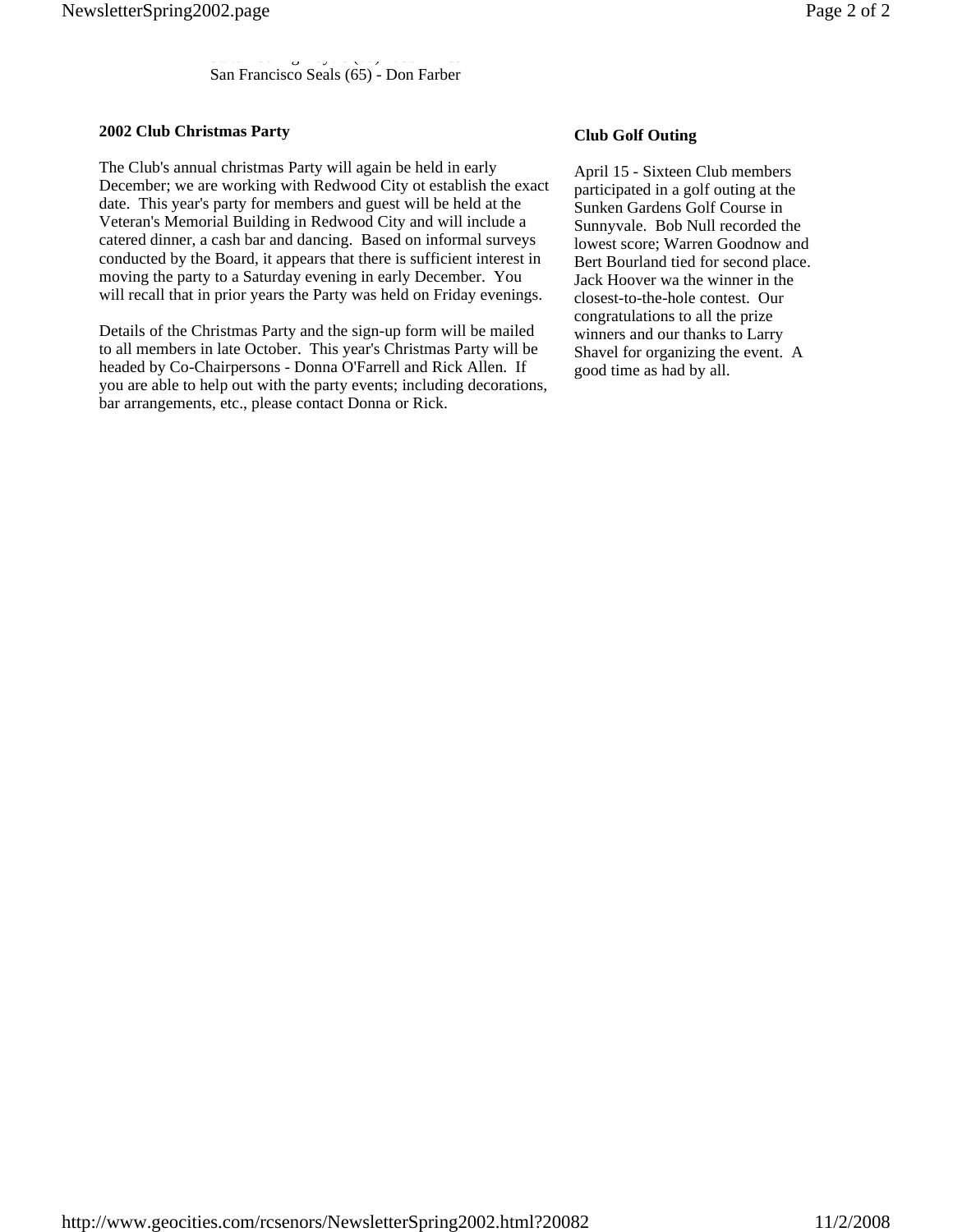San Francisco Seals (65) - Don Farber

**2002 Club Christmas Party**

The Club's annual christmas Party will again be held in early December; we are working with Redwood City ot establish the exact date. This year's party for members and guest will be held at the Veteran's Memorial Building in Redwood City and will include a catered dinner, a cash bar and dancing. Based on informal surveys conducted by the Board, it appears that there is sufficient interest in moving the party to a Saturday evening in early December. You will recall that in prior years the Party was held on Friday evenings.

Details of the Christmas Party and the sign-up form will be mailed to all members in late October. This year's Christmas Party will be headed by Co-Chairpersons - Donna O'Farrell and Rick Allen. If you are able to help out with the party events; including decorations, bar arrangements, etc., please contact Donna or Rick.

**Club Golf Outing**

April 15 - Sixteen Club members participated in a golf outing at the Sunken Gardens Golf Course in Sunnyvale. Bob Null recorded the lowest score; Warren Goodnow and Bert Bourland tied for second place. Jack Hoover wa the winner in the closest-to-the-hole contest. Our congratulations to all the prize winners and our thanks to Larry Shavel for organizing the event. A good time as had by all.